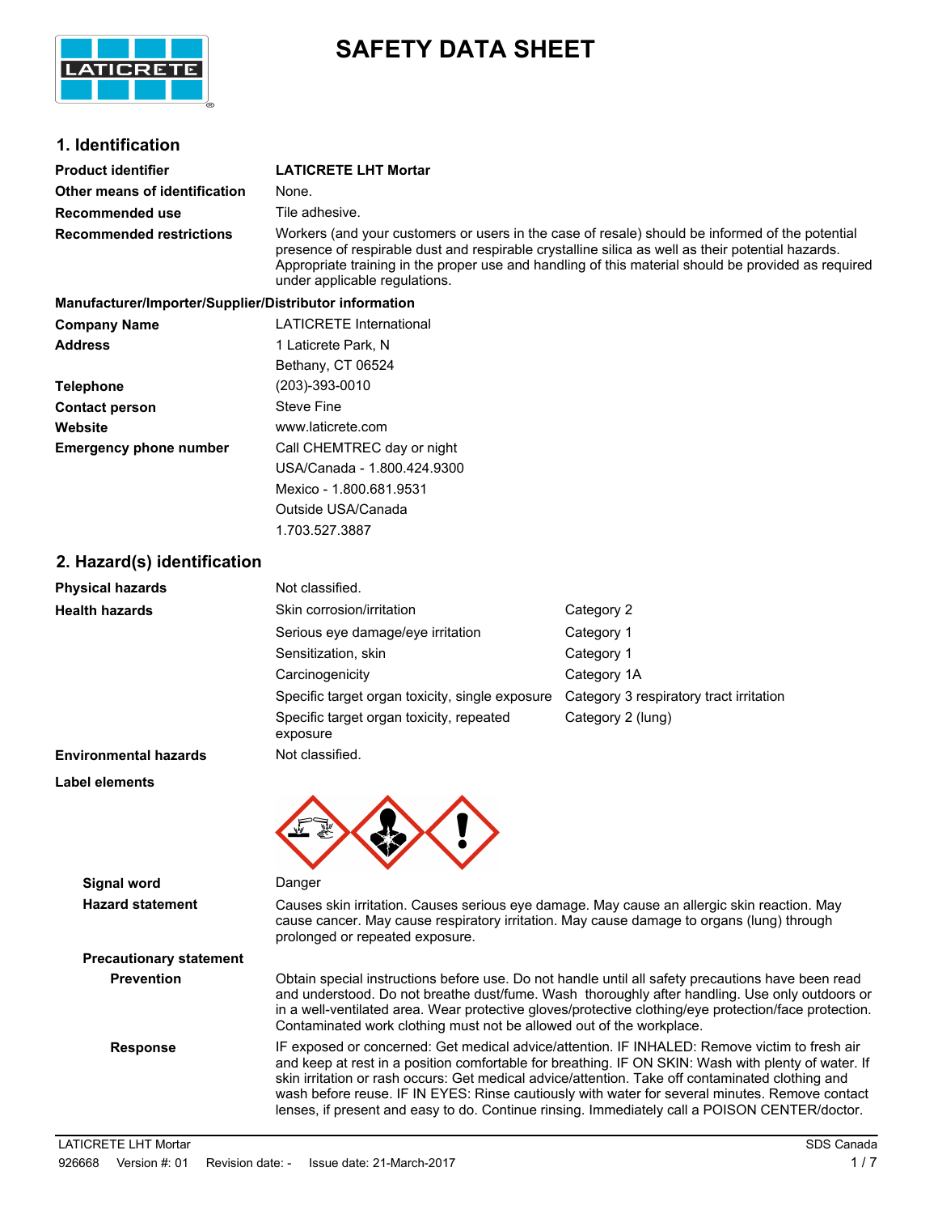# SAFETY DATA SHEET

## 1. Identification

| | |
|---|---|
| **Product identifier** | **LATICRETE LHT Mortar** |
| **Other means of identification** | None. |
| **Recommended use** | Tile adhesive. |
| **Recommended restrictions** | Workers (and your customers or users in the case of resale) should be informed of the potential presence of respirable dust and respirable crystalline silica as well as their potential hazards. Appropriate training in the proper use and handling of this material should be provided as required under applicable regulations. |

**Manufacturer/Importer/Supplier/Distributor information**

| | |
|---|---|
| **Company Name** | LATICRETE International |
| **Address** | 1 Laticrete Park, N<br>Bethany, CT 06524 |
| **Telephone** | (203)-393-0010 |
| **Contact person** | Steve Fine |
| **Website** | www.laticrete.com |
| **Emergency phone number** | Call CHEMTREC day or night<br>USA/Canada - 1.800.424.9300<br>Mexico - 1.800.681.9531<br>Outside USA/Canada<br>1.703.527.3887 |

## 2. Hazard(s) identification

| | | |
|---|---|---|
| **Physical hazards** | Not classified. | |
| **Health hazards** | Skin corrosion/irritation | Category 2 |
| | Serious eye damage/eye irritation | Category 1 |
| | Sensitization, skin | Category 1 |
| | Carcinogenicity | Category 1A |
| | Specific target organ toxicity, single exposure | Category 3 respiratory tract irritation |
| | Specific target organ toxicity, repeated exposure | Category 2 (lung) |
| **Environmental hazards** | Not classified. | |

**Label elements**

**Signal word**: Danger

**Hazard statement**: Causes skin irritation. Causes serious eye damage. May cause an allergic skin reaction. May cause cancer. May cause respiratory irritation. May cause damage to organs (lung) through prolonged or repeated exposure.

**Precautionary statement**

**Prevention**: Obtain special instructions before use. Do not handle until all safety precautions have been read and understood. Do not breathe dust/fume. Wash thoroughly after handling. Use only outdoors or in a well-ventilated area. Wear protective gloves/protective clothing/eye protection/face protection. Contaminated work clothing must not be allowed out of the workplace.

**Response**: IF exposed or concerned: Get medical advice/attention. IF INHALED: Remove victim to fresh air and keep at rest in a position comfortable for breathing. IF ON SKIN: Wash with plenty of water. If skin irritation or rash occurs: Get medical advice/attention. Take off contaminated clothing and wash before reuse. IF IN EYES: Rinse cautiously with water for several minutes. Remove contact lenses, if present and easy to do. Continue rinsing. Immediately call a POISON CENTER/doctor.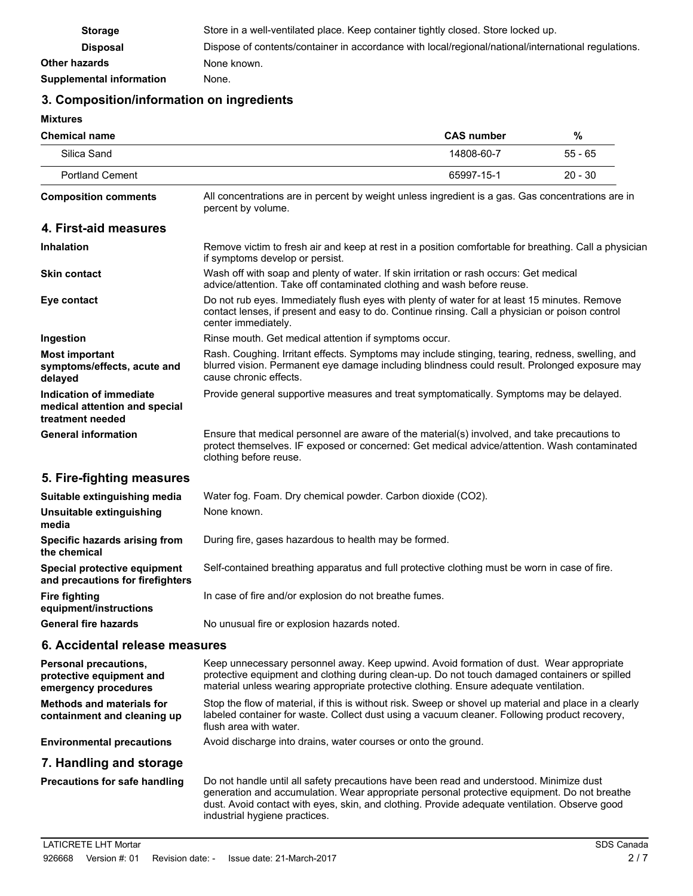| | |
|---|---|
| **Storage** | Store in a well-ventilated place. Keep container tightly closed. Store locked up. |
| **Disposal** | Dispose of contents/container in accordance with local/regional/national/international regulations. |
| **Other hazards** | None known. |
| **Supplemental information** | None. |

## 3. Composition/information on ingredients

**Mixtures**

| Chemical name | CAS number | % |
|---|---|---|
| Silica Sand | 14808-60-7 | 55 - 65 |
| Portland Cement | 65997-15-1 | 20 - 30 |

| | |
|---|---|
| **Composition comments** | All concentrations are in percent by weight unless ingredient is a gas. Gas concentrations are in percent by volume. |

## 4. First-aid measures

| | |
|---|---|
| **Inhalation** | Remove victim to fresh air and keep at rest in a position comfortable for breathing. Call a physician if symptoms develop or persist. |
| **Skin contact** | Wash off with soap and plenty of water. If skin irritation or rash occurs: Get medical advice/attention. Take off contaminated clothing and wash before reuse. |
| **Eye contact** | Do not rub eyes. Immediately flush eyes with plenty of water for at least 15 minutes. Remove contact lenses, if present and easy to do. Continue rinsing. Call a physician or poison control center immediately. |
| **Ingestion** | Rinse mouth. Get medical attention if symptoms occur. |
| **Most important symptoms/effects, acute and delayed** | Rash. Coughing. Irritant effects. Symptoms may include stinging, tearing, redness, swelling, and blurred vision. Permanent eye damage including blindness could result. Prolonged exposure may cause chronic effects. |
| **Indication of immediate medical attention and special treatment needed** | Provide general supportive measures and treat symptomatically. Symptoms may be delayed. |
| **General information** | Ensure that medical personnel are aware of the material(s) involved, and take precautions to protect themselves. IF exposed or concerned: Get medical advice/attention. Wash contaminated clothing before reuse. |

## 5. Fire-fighting measures

| | |
|---|---|
| **Suitable extinguishing media** | Water fog. Foam. Dry chemical powder. Carbon dioxide ($CO_2$). |
| **Unsuitable extinguishing media** | None known. |
| **Specific hazards arising from the chemical** | During fire, gases hazardous to health may be formed. |
| **Special protective equipment and precautions for firefighters** | Self-contained breathing apparatus and full protective clothing must be worn in case of fire. |
| **Fire fighting equipment/instructions** | In case of fire and/or explosion do not breathe fumes. |
| **General fire hazards** | No unusual fire or explosion hazards noted. |

## 6. Accidental release measures

| | |
|---|---|
| **Personal precautions, protective equipment and emergency procedures** | Keep unnecessary personnel away. Keep upwind. Avoid formation of dust. Wear appropriate protective equipment and clothing during clean-up. Do not touch damaged containers or spilled material unless wearing appropriate protective clothing. Ensure adequate ventilation. |
| **Methods and materials for containment and cleaning up** | Stop the flow of material, if this is without risk. Sweep or shovel up material and place in a clearly labeled container for waste. Collect dust using a vacuum cleaner. Following product recovery, flush area with water. |
| **Environmental precautions** | Avoid discharge into drains, water courses or onto the ground. |

## 7. Handling and storage

| | |
|---|---|
| **Precautions for safe handling** | Do not handle until all safety precautions have been read and understood. Minimize dust generation and accumulation. Wear appropriate personal protective equipment. Do not breathe dust. Avoid contact with eyes, skin, and clothing. Provide adequate ventilation. Observe good industrial hygiene practices. |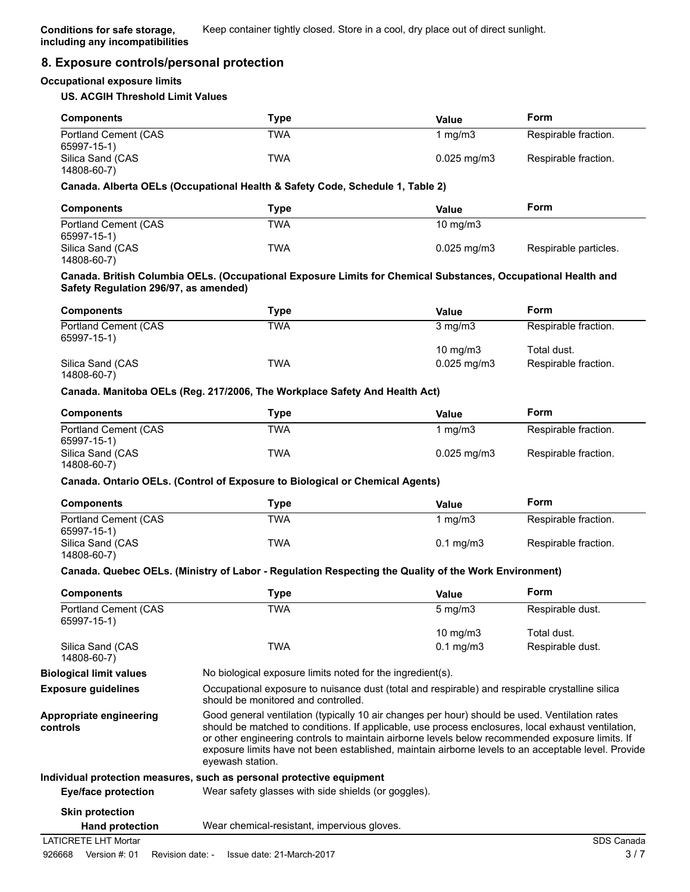**Conditions for safe storage, including any incompatibilities** Keep container tightly closed. Store in a cool, dry place out of direct sunlight.

## 8. Exposure controls/personal protection

### Occupational exposure limits

**US. ACGIH Threshold Limit Values**

| Components | Type | Value | Form |
|---|---|---|---|
| Portland Cement (CAS 65997-15-1) | TWA | 1 mg/m3 | Respirable fraction. |
| Silica Sand (CAS 14808-60-7) | TWA | 0.025 mg/m3 | Respirable fraction. |

**Canada. Alberta OELs (Occupational Health & Safety Code, Schedule 1, Table 2)**

| Components | Type | Value | Form |
|---|---|---|---|
| Portland Cement (CAS 65997-15-1) | TWA | 10 mg/m3 | |
| Silica Sand (CAS 14808-60-7) | TWA | 0.025 mg/m3 | Respirable particles. |

**Canada. British Columbia OELs. (Occupational Exposure Limits for Chemical Substances, Occupational Health and Safety Regulation 296/97, as amended)**

| Components | Type | Value | Form |
|---|---|---|---|
| Portland Cement (CAS 65997-15-1) | TWA | 3 mg/m3 | Respirable fraction. |
| | | 10 mg/m3 | Total dust. |
| Silica Sand (CAS 14808-60-7) | TWA | 0.025 mg/m3 | Respirable fraction. |

**Canada. Manitoba OELs (Reg. 217/2006, The Workplace Safety And Health Act)**

| Components | Type | Value | Form |
|---|---|---|---|
| Portland Cement (CAS 65997-15-1) | TWA | 1 mg/m3 | Respirable fraction. |
| Silica Sand (CAS 14808-60-7) | TWA | 0.025 mg/m3 | Respirable fraction. |

**Canada. Ontario OELs. (Control of Exposure to Biological or Chemical Agents)**

| Components | Type | Value | Form |
|---|---|---|---|
| Portland Cement (CAS 65997-15-1) | TWA | 1 mg/m3 | Respirable fraction. |
| Silica Sand (CAS 14808-60-7) | TWA | 0.1 mg/m3 | Respirable fraction. |

**Canada. Quebec OELs. (Ministry of Labor - Regulation Respecting the Quality of the Work Environment)**

| Components | Type | Value | Form |
|---|---|---|---|
| Portland Cement (CAS 65997-15-1) | TWA | 5 mg/m3 | Respirable dust. |
| | | 10 mg/m3 | Total dust. |
| Silica Sand (CAS 14808-60-7) | TWA | 0.1 mg/m3 | Respirable dust. |

**Biological limit values** No biological exposure limits noted for the ingredient(s).

**Exposure guidelines** Occupational exposure to nuisance dust (total and respirable) and respirable crystalline silica should be monitored and controlled.

**Appropriate engineering controls** Good general ventilation (typically 10 air changes per hour) should be used. Ventilation rates should be matched to conditions. If applicable, use process enclosures, local exhaust ventilation, or other engineering controls to maintain airborne levels below recommended exposure limits. If exposure limits have not been established, maintain airborne levels to an acceptable level. Provide eyewash station.

### Individual protection measures, such as personal protective equipment

**Eye/face protection** Wear safety glasses with side shields (or goggles).

**Skin protection**

**Hand protection** Wear chemical-resistant, impervious gloves.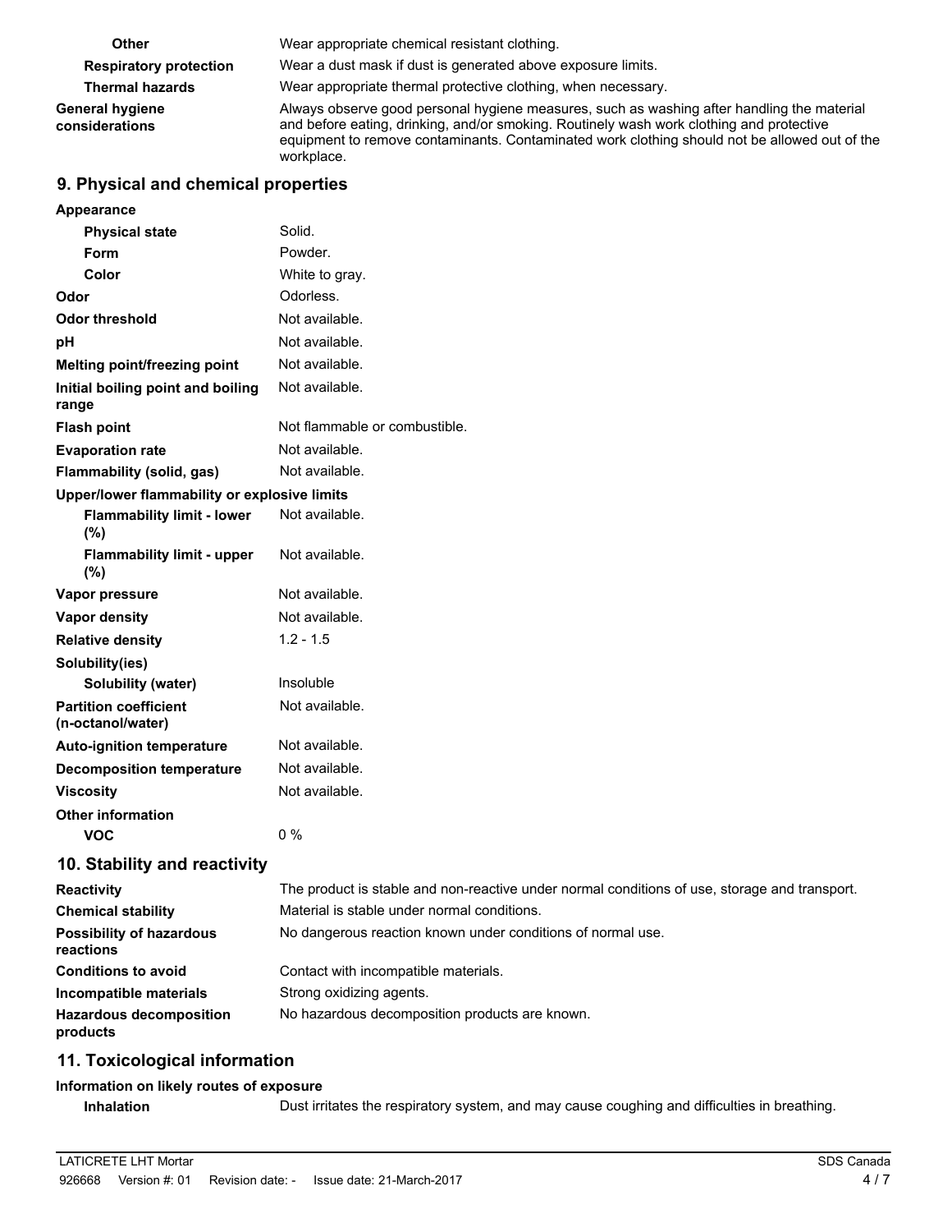| | |
|---|---|
| **Other** | Wear appropriate chemical resistant clothing. |
| **Respiratory protection** | Wear a dust mask if dust is generated above exposure limits. |
| **Thermal hazards** | Wear appropriate thermal protective clothing, when necessary. |
| **General hygiene considerations** | Always observe good personal hygiene measures, such as washing after handling the material and before eating, drinking, and/or smoking. Routinely wash work clothing and protective equipment to remove contaminants. Contaminated work clothing should not be allowed out of the workplace. |

## 9. Physical and chemical properties

| | |
|---|---|
| **Appearance** | |
| **Physical state** | Solid. |
| **Form** | Powder. |
| **Color** | White to gray. |
| **Odor** | Odorless. |
| **Odor threshold** | Not available. |
| **pH** | Not available. |
| **Melting point/freezing point** | Not available. |
| **Initial boiling point and boiling range** | Not available. |
| **Flash point** | Not flammable or combustible. |
| **Evaporation rate** | Not available. |
| **Flammability (solid, gas)** | Not available. |
| **Upper/lower flammability or explosive limits** | |
| **Flammability limit - lower (%)** | Not available. |
| **Flammability limit - upper (%)** | Not available. |
| **Vapor pressure** | Not available. |
| **Vapor density** | Not available. |
| **Relative density** | 1.2 - 1.5 |
| **Solubility(ies)** | |
| **Solubility (water)** | Insoluble |
| **Partition coefficient (n-octanol/water)** | Not available. |
| **Auto-ignition temperature** | Not available. |
| **Decomposition temperature** | Not available. |
| **Viscosity** | Not available. |
| **Other information** | |
| **VOC** | 0 % |

## 10. Stability and reactivity

| | |
|---|---|
| **Reactivity** | The product is stable and non-reactive under normal conditions of use, storage and transport. |
| **Chemical stability** | Material is stable under normal conditions. |
| **Possibility of hazardous reactions** | No dangerous reaction known under conditions of normal use. |
| **Conditions to avoid** | Contact with incompatible materials. |
| **Incompatible materials** | Strong oxidizing agents. |
| **Hazardous decomposition products** | No hazardous decomposition products are known. |

## 11. Toxicological information

**Information on likely routes of exposure**

| | |
|---|---|
| **Inhalation** | Dust irritates the respiratory system, and may cause coughing and difficulties in breathing. |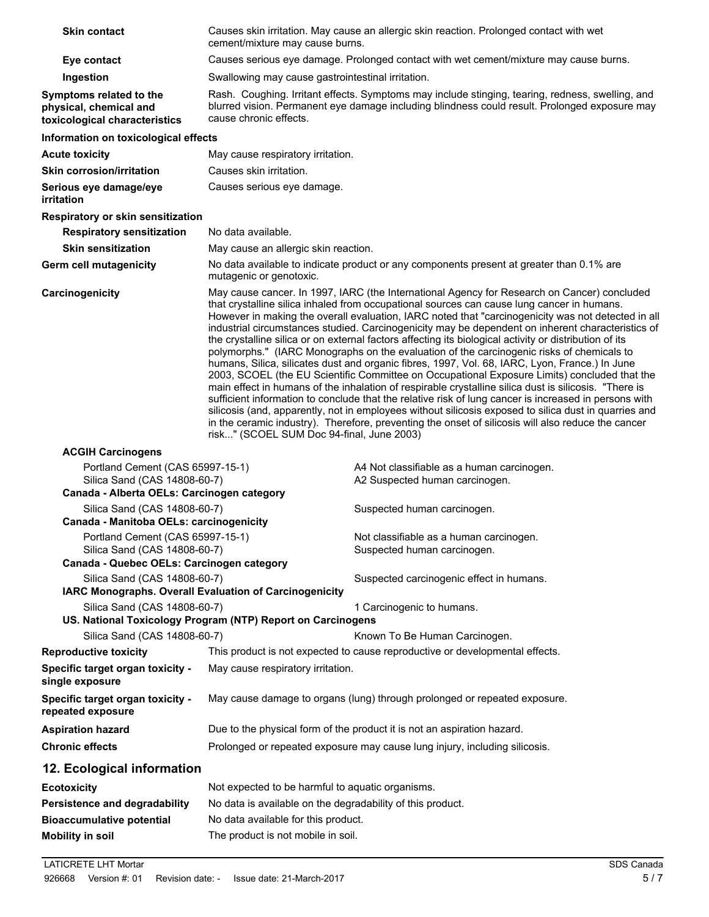| | |
|---|---|
| **Skin contact** | Causes skin irritation. May cause an allergic skin reaction. Prolonged contact with wet cement/mixture may cause burns. |
| **Eye contact** | Causes serious eye damage. Prolonged contact with wet cement/mixture may cause burns. |
| **Ingestion** | Swallowing may cause gastrointestinal irritation. |
| **Symptoms related to the physical, chemical and toxicological characteristics** | Rash. Coughing. Irritant effects. Symptoms may include stinging, tearing, redness, swelling, and blurred vision. Permanent eye damage including blindness could result. Prolonged exposure may cause chronic effects. |

**Information on toxicological effects**

| | |
|---|---|
| **Acute toxicity** | May cause respiratory irritation. |
| **Skin corrosion/irritation** | Causes skin irritation. |
| **Serious eye damage/eye irritation** | Causes serious eye damage. |

**Respiratory or skin sensitization**

| | |
|---|---|
| **Respiratory sensitization** | No data available. |
| **Skin sensitization** | May cause an allergic skin reaction. |
| **Germ cell mutagenicity** | No data available to indicate product or any components present at greater than 0.1% are mutagenic or genotoxic. |
| **Carcinogenicity** | May cause cancer. In 1997, IARC (the International Agency for Research on Cancer) concluded that crystalline silica inhaled from occupational sources can cause lung cancer in humans. However in making the overall evaluation, IARC noted that "carcinogenicity was not detected in all industrial circumstances studied. Carcinogenicity may be dependent on inherent characteristics of the crystalline silica or on external factors affecting its biological activity or distribution of its polymorphs." (IARC Monographs on the evaluation of the carcinogenic risks of chemicals to humans, Silica, silicates dust and organic fibres, 1997, Vol. 68, IARC, Lyon, France.) In June 2003, SCOEL (the EU Scientific Committee on Occupational Exposure Limits) concluded that the main effect in humans of the inhalation of respirable crystalline silica dust is silicosis. "There is sufficient information to conclude that the relative risk of lung cancer is increased in persons with silicosis (and, apparently, not in employees without silicosis exposed to silica dust in quarries and in the ceramic industry). Therefore, preventing the onset of silicosis will also reduce the cancer risk..." (SCOEL SUM Doc 94-final, June 2003) |

**ACGIH Carcinogens**

| | |
|---|---|
| Portland Cement (CAS 65997-15-1) | A4 Not classifiable as a human carcinogen. |
| Silica Sand (CAS 14808-60-7) | A2 Suspected human carcinogen. |

**Canada - Alberta OELs: Carcinogen category**

| | |
|---|---|
| Silica Sand (CAS 14808-60-7) | Suspected human carcinogen. |

**Canada - Manitoba OELs: carcinogenicity**

| | |
|---|---|
| Portland Cement (CAS 65997-15-1) | Not classifiable as a human carcinogen. |
| Silica Sand (CAS 14808-60-7) | Suspected human carcinogen. |

**Canada - Quebec OELs: Carcinogen category**

| | |
|---|---|
| Silica Sand (CAS 14808-60-7) | Suspected carcinogenic effect in humans. |

**IARC Monographs. Overall Evaluation of Carcinogenicity**

| | |
|---|---|
| Silica Sand (CAS 14808-60-7) | 1 Carcinogenic to humans. |

**US. National Toxicology Program (NTP) Report on Carcinogens**

| | |
|---|---|
| Silica Sand (CAS 14808-60-7) | Known To Be Human Carcinogen. |

| | |
|---|---|
| **Reproductive toxicity** | This product is not expected to cause reproductive or developmental effects. |
| **Specific target organ toxicity - single exposure** | May cause respiratory irritation. |
| **Specific target organ toxicity - repeated exposure** | May cause damage to organs (lung) through prolonged or repeated exposure. |
| **Aspiration hazard** | Due to the physical form of the product it is not an aspiration hazard. |
| **Chronic effects** | Prolonged or repeated exposure may cause lung injury, including silicosis. |

## 12. Ecological information

| | |
|---|---|
| **Ecotoxicity** | Not expected to be harmful to aquatic organisms. |
| **Persistence and degradability** | No data is available on the degradability of this product. |
| **Bioaccumulative potential** | No data available for this product. |
| **Mobility in soil** | The product is not mobile in soil. |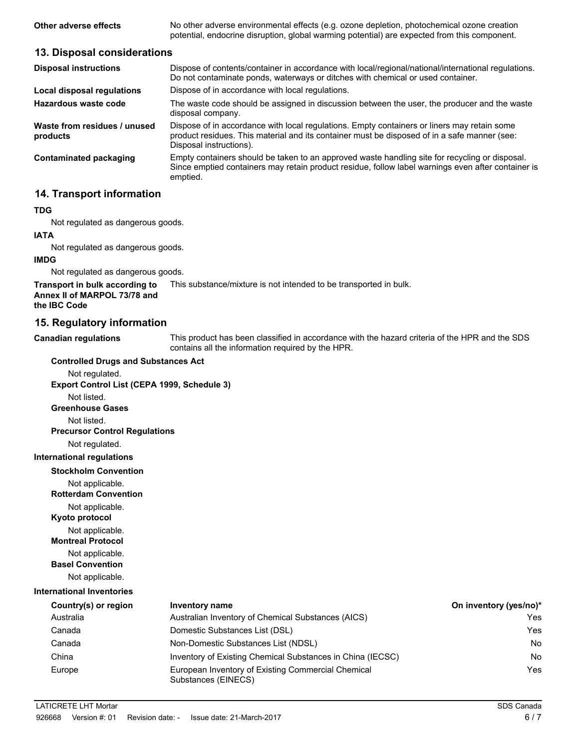**Other adverse effects** No other adverse environmental effects (e.g. ozone depletion, photochemical ozone creation potential, endocrine disruption, global warming potential) are expected from this component.

## 13. Disposal considerations

**Disposal instructions** Dispose of contents/container in accordance with local/regional/national/international regulations. Do not contaminate ponds, waterways or ditches with chemical or used container.

**Local disposal regulations** Dispose of in accordance with local regulations.

**Hazardous waste code** The waste code should be assigned in discussion between the user, the producer and the waste disposal company.

**Waste from residues / unused products** Dispose of in accordance with local regulations. Empty containers or liners may retain some product residues. This material and its container must be disposed of in a safe manner (see: Disposal instructions).

**Contaminated packaging** Empty containers should be taken to an approved waste handling site for recycling or disposal. Since emptied containers may retain product residue, follow label warnings even after container is emptied.

## 14. Transport information

**TDG**

Not regulated as dangerous goods.

**IATA**

Not regulated as dangerous goods.

**IMDG**

Not regulated as dangerous goods.

**Transport in bulk according to Annex II of MARPOL 73/78 and the IBC Code** This substance/mixture is not intended to be transported in bulk.

## 15. Regulatory information

**Canadian regulations** This product has been classified in accordance with the hazard criteria of the HPR and the SDS contains all the information required by the HPR.

**Controlled Drugs and Substances Act**

Not regulated.

**Export Control List (CEPA 1999, Schedule 3)**

Not listed.

**Greenhouse Gases**

Not listed.

**Precursor Control Regulations**

Not regulated.

**International regulations**

**Stockholm Convention**

Not applicable.

**Rotterdam Convention**

Not applicable.

**Kyoto protocol**

Not applicable.

**Montreal Protocol**

Not applicable.

**Basel Convention**

Not applicable.

**International Inventories**

| Country(s) or region | Inventory name | On inventory (yes/no)* |
|---|---|---|
| Australia | Australian Inventory of Chemical Substances (AICS) | Yes |
| Canada | Domestic Substances List (DSL) | Yes |
| Canada | Non-Domestic Substances List (NDSL) | No |
| China | Inventory of Existing Chemical Substances in China (IECSC) | No |
| Europe | European Inventory of Existing Commercial Chemical Substances (EINECS) | Yes |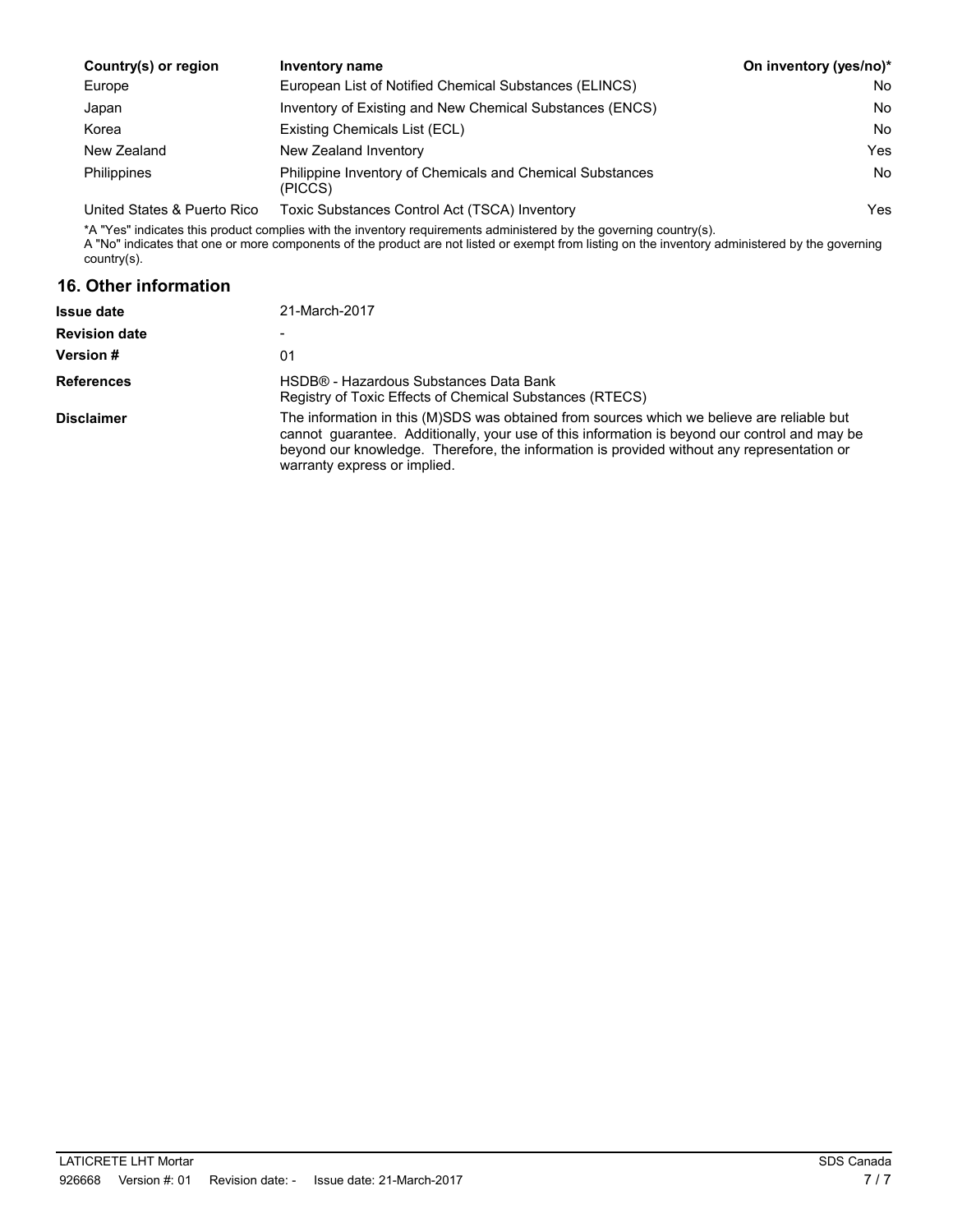| Country(s) or region | Inventory name | On inventory (yes/no)* |
|---|---|---|
| Europe | European List of Notified Chemical Substances (ELINCS) | No |
| Japan | Inventory of Existing and New Chemical Substances (ENCS) | No |
| Korea | Existing Chemicals List (ECL) | No |
| New Zealand | New Zealand Inventory | Yes |
| Philippines | Philippine Inventory of Chemicals and Chemical Substances (PICCS) | No |
| United States & Puerto Rico | Toxic Substances Control Act (TSCA) Inventory | Yes |

*A "Yes" indicates this product complies with the inventory requirements administered by the governing country(s).
A "No" indicates that one or more components of the product are not listed or exempt from listing on the inventory administered by the governing country(s).

## 16. Other information

| | |
|---|---|
| **Issue date** | 21-March-2017 |
| **Revision date** | - |
| **Version #** | 01 |
| **References** | HSDB® - Hazardous Substances Data Bank<br>Registry of Toxic Effects of Chemical Substances (RTECS) |
| **Disclaimer** | The information in this (M)SDS was obtained from sources which we believe are reliable but cannot guarantee. Additionally, your use of this information is beyond our control and may be beyond our knowledge. Therefore, the information is provided without any representation or warranty express or implied. |